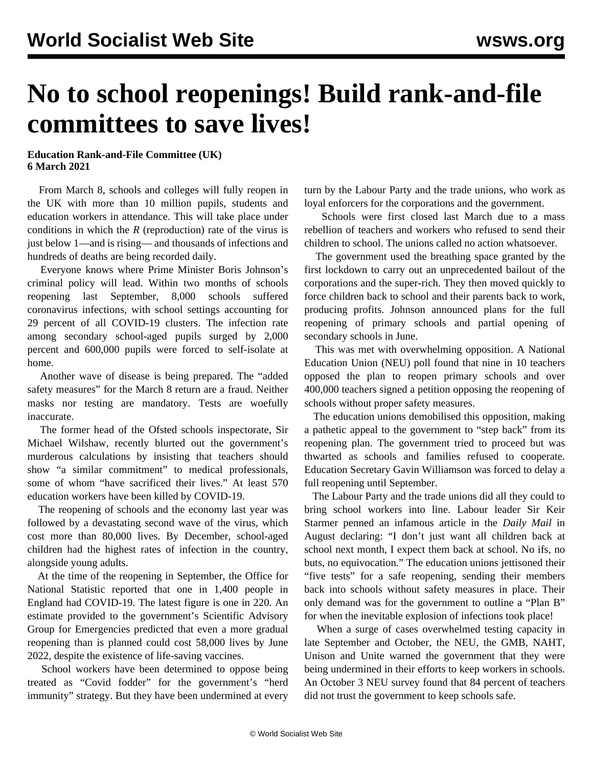# No to school reopenings! Build rank-and-file committees to save lives!

**Education Rank-and-File Committee (UK)**
**6 March 2021**

From March 8, schools and colleges will fully reopen in the UK with more than 10 million pupils, students and education workers in attendance. This will take place under conditions in which the *R* (reproduction) rate of the virus is just below 1—and is rising— and thousands of infections and hundreds of deaths are being recorded daily.

Everyone knows where Prime Minister Boris Johnson's criminal policy will lead. Within two months of schools reopening last September, 8,000 schools suffered coronavirus infections, with school settings accounting for 29 percent of all COVID-19 clusters. The infection rate among secondary school-aged pupils surged by 2,000 percent and 600,000 pupils were forced to self-isolate at home.

Another wave of disease is being prepared. The "added safety measures" for the March 8 return are a fraud. Neither masks nor testing are mandatory. Tests are woefully inaccurate.

The former head of the Ofsted schools inspectorate, Sir Michael Wilshaw, recently blurted out the government's murderous calculations by insisting that teachers should show "a similar commitment" to medical professionals, some of whom "have sacrificed their lives." At least 570 education workers have been killed by COVID-19.

The reopening of schools and the economy last year was followed by a devastating second wave of the virus, which cost more than 80,000 lives. By December, school-aged children had the highest rates of infection in the country, alongside young adults.

At the time of the reopening in September, the Office for National Statistic reported that one in 1,400 people in England had COVID-19. The latest figure is one in 220. An estimate provided to the government's Scientific Advisory Group for Emergencies predicted that even a more gradual reopening than is planned could cost 58,000 lives by June 2022, despite the existence of life-saving vaccines.

School workers have been determined to oppose being treated as "Covid fodder" for the government's "herd immunity" strategy. But they have been undermined at every turn by the Labour Party and the trade unions, who work as loyal enforcers for the corporations and the government.

Schools were first closed last March due to a mass rebellion of teachers and workers who refused to send their children to school. The unions called no action whatsoever.

The government used the breathing space granted by the first lockdown to carry out an unprecedented bailout of the corporations and the super-rich. They then moved quickly to force children back to school and their parents back to work, producing profits. Johnson announced plans for the full reopening of primary schools and partial opening of secondary schools in June.

This was met with overwhelming opposition. A National Education Union (NEU) poll found that nine in 10 teachers opposed the plan to reopen primary schools and over 400,000 teachers signed a petition opposing the reopening of schools without proper safety measures.

The education unions demobilised this opposition, making a pathetic appeal to the government to "step back" from its reopening plan. The government tried to proceed but was thwarted as schools and families refused to cooperate. Education Secretary Gavin Williamson was forced to delay a full reopening until September.

The Labour Party and the trade unions did all they could to bring school workers into line. Labour leader Sir Keir Starmer penned an infamous article in the *Daily Mail* in August declaring: "I don't just want all children back at school next month, I expect them back at school. No ifs, no buts, no equivocation." The education unions jettisoned their "five tests" for a safe reopening, sending their members back into schools without safety measures in place. Their only demand was for the government to outline a "Plan B" for when the inevitable explosion of infections took place!

When a surge of cases overwhelmed testing capacity in late September and October, the NEU, the GMB, NAHT, Unison and Unite warned the government that they were being undermined in their efforts to keep workers in schools. An October 3 NEU survey found that 84 percent of teachers did not trust the government to keep schools safe.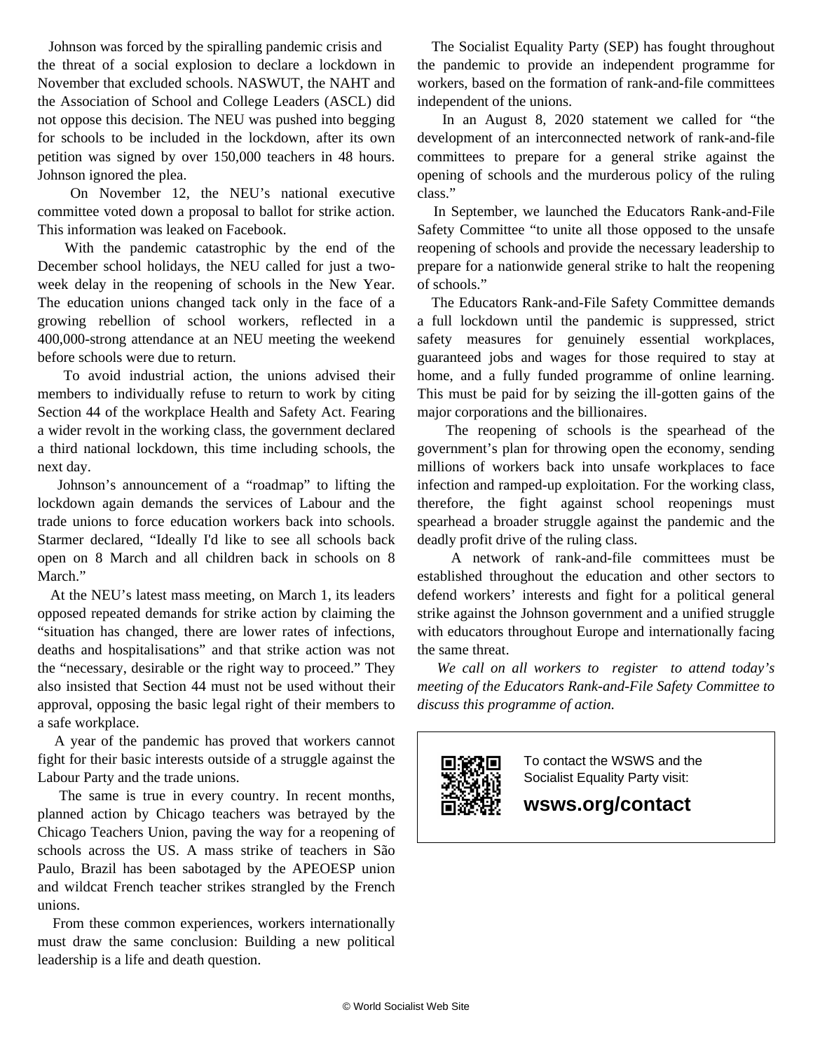Johnson was forced by the spiralling pandemic crisis and the threat of a social explosion to declare a lockdown in November that excluded schools. NASWUT, the NAHT and the Association of School and College Leaders (ASCL) did not oppose this decision. The NEU was pushed into begging for schools to be included in the lockdown, after its own petition was signed by over 150,000 teachers in 48 hours. Johnson ignored the plea.

On November 12, the NEU's national executive committee voted down a proposal to ballot for strike action. This information was leaked on Facebook.

With the pandemic catastrophic by the end of the December school holidays, the NEU called for just a two-week delay in the reopening of schools in the New Year. The education unions changed tack only in the face of a growing rebellion of school workers, reflected in a 400,000-strong attendance at an NEU meeting the weekend before schools were due to return.

To avoid industrial action, the unions advised their members to individually refuse to return to work by citing Section 44 of the workplace Health and Safety Act. Fearing a wider revolt in the working class, the government declared a third national lockdown, this time including schools, the next day.

Johnson's announcement of a "roadmap" to lifting the lockdown again demands the services of Labour and the trade unions to force education workers back into schools. Starmer declared, "Ideally I'd like to see all schools back open on 8 March and all children back in schools on 8 March."

At the NEU's latest mass meeting, on March 1, its leaders opposed repeated demands for strike action by claiming the "situation has changed, there are lower rates of infections, deaths and hospitalisations" and that strike action was not the "necessary, desirable or the right way to proceed." They also insisted that Section 44 must not be used without their approval, opposing the basic legal right of their members to a safe workplace.

A year of the pandemic has proved that workers cannot fight for their basic interests outside of a struggle against the Labour Party and the trade unions.

The same is true in every country. In recent months, planned action by Chicago teachers was betrayed by the Chicago Teachers Union, paving the way for a reopening of schools across the US. A mass strike of teachers in São Paulo, Brazil has been sabotaged by the APEOESP union and wildcat French teacher strikes strangled by the French unions.

From these common experiences, workers internationally must draw the same conclusion: Building a new political leadership is a life and death question.

The Socialist Equality Party (SEP) has fought throughout the pandemic to provide an independent programme for workers, based on the formation of rank-and-file committees independent of the unions.

In an August 8, 2020 statement we called for "the development of an interconnected network of rank-and-file committees to prepare for a general strike against the opening of schools and the murderous policy of the ruling class."

In September, we launched the Educators Rank-and-File Safety Committee "to unite all those opposed to the unsafe reopening of schools and provide the necessary leadership to prepare for a nationwide general strike to halt the reopening of schools."

The Educators Rank-and-File Safety Committee demands a full lockdown until the pandemic is suppressed, strict safety measures for genuinely essential workplaces, guaranteed jobs and wages for those required to stay at home, and a fully funded programme of online learning. This must be paid for by seizing the ill-gotten gains of the major corporations and the billionaires.

The reopening of schools is the spearhead of the government's plan for throwing open the economy, sending millions of workers back into unsafe workplaces to face infection and ramped-up exploitation. For the working class, therefore, the fight against school reopenings must spearhead a broader struggle against the pandemic and the deadly profit drive of the ruling class.

A network of rank-and-file committees must be established throughout the education and other sectors to defend workers' interests and fight for a political general strike against the Johnson government and a unified struggle with educators throughout Europe and internationally facing the same threat.

*We call on all workers to register to attend today's meeting of the Educators Rank-and-File Safety Committee to discuss this programme of action.*

To contact the WSWS and the Socialist Equality Party visit:

**wsws.org/contact**